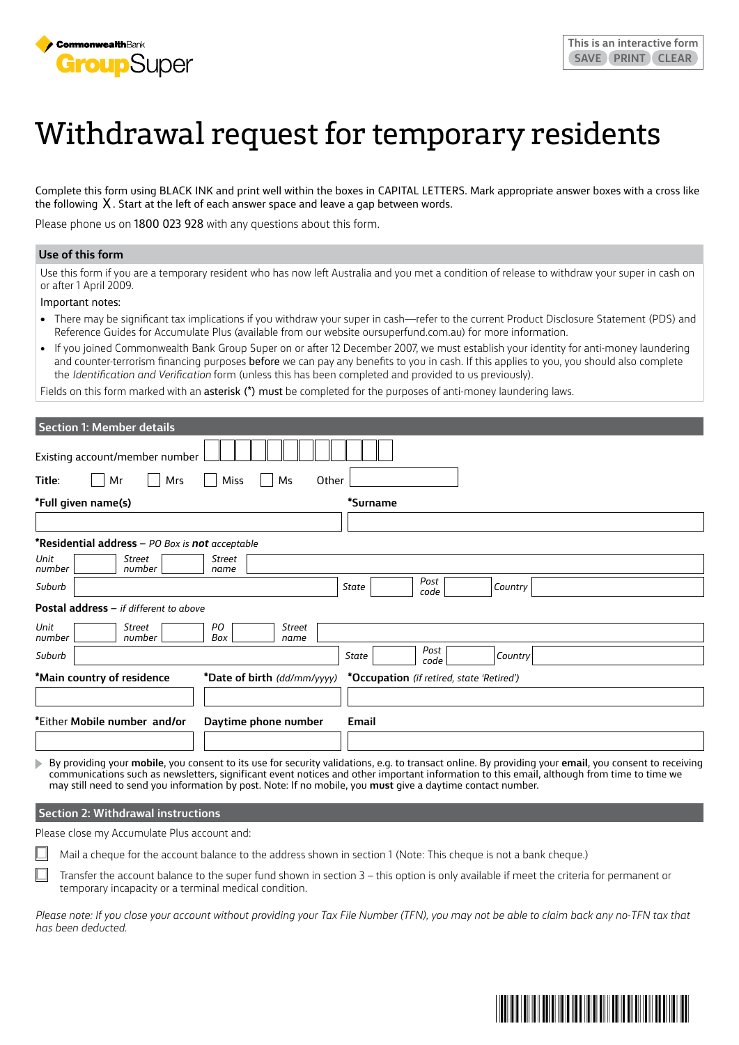CommonwealthBank GroupSuper

This is an interactive form
SAVE PRINT CLEAR

# Withdrawal request for temporary residents

Complete this form using BLACK INK and print well within the boxes in CAPITAL LETTERS. Mark appropriate answer boxes with a cross like the following X. Start at the left of each answer space and leave a gap between words.

Please phone us on 1800 023 928 with any questions about this form.

## Use of this form

Use this form if you are a temporary resident who has now left Australia and you met a condition of release to withdraw your super in cash on or after 1 April 2009.

Important notes:

- There may be significant tax implications if you withdraw your super in cash—refer to the current Product Disclosure Statement (PDS) and Reference Guides for Accumulate Plus (available from our website oursuperfund.com.au) for more information.
- If you joined Commonwealth Bank Group Super on or after 12 December 2007, we must establish your identity for anti-money laundering and counter-terrorism financing purposes **before** we can pay any benefits to you in cash. If this applies to you, you should also complete the *Identification and Verification* form (unless this has been completed and provided to us previously).

Fields on this form marked with an **asterisk** (*) **must** be completed for the purposes of anti-money laundering laws.

## Section 1: Member details

Existing account/member number ☐☐☐☐☐☐☐☐☐☐☐

**Title:** ☐ Mr ☐ Mrs ☐ Miss ☐ Ms Other ____________

**\*Full given name(s)** ____________ **\*Surname** ____________

**\*Residential address** – *PO Box is **not** acceptable*

*Unit number* ______ *Street number* ______ *Street name* ____________

*Suburb* ____________ *State* ______ *Post code* ______ *Country* ____________

**Postal address** – *if different to above*

*Unit number* ______ *Street number* ______ *PO Box* ______ *Street name* ____________

*Suburb* ____________ *State* ______ *Post code* ______ *Country* ____________

**\*Main country of residence** ____________ **\*Date of birth** *(dd/mm/yyyy)* ____________ **\*Occupation** *(if retired, state 'Retired')* ____________

\*Either **Mobile number and/or** ____________ **Daytime phone number** ____________ **Email** ____________

By providing your **mobile**, you consent to its use for security validations, e.g. to transact online. By providing your **email**, you consent to receiving communications such as newsletters, significant event notices and other important information to this email, although from time to time we may still need to send you information by post. Note: If no mobile, you **must** give a daytime contact number.

## Section 2: Withdrawal instructions

Please close my Accumulate Plus account and:

☐ Mail a cheque for the account balance to the address shown in section 1 (Note: This cheque is not a bank cheque.)

☐ Transfer the account balance to the super fund shown in section 3 – this option is only available if meet the criteria for permanent or temporary incapacity or a terminal medical condition.

*Please note: If you close your account without providing your Tax File Number (TFN), you may not be able to claim back any no-TFN tax that has been deducted.*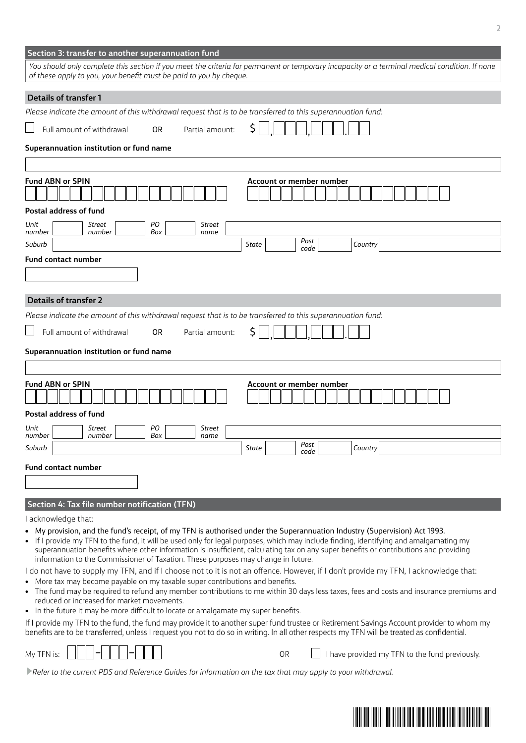## Section 3: transfer to another superannuation fund

*You should only complete this section if you meet the criteria for permanent or temporary incapacity or a terminal medical condition. If none of these apply to you, your benefit must be paid to you by cheque.*

### Details of transfer 1

*Please indicate the amount of this withdrawal request that is to be transferred to this superannuation fund:*

☐ Full amount of withdrawal OR Partial amount: $ ☐,☐☐☐,☐☐☐.☐☐

**Superannuation institution or fund name**

**Fund ABN or SPIN**

**Account or member number**

**Postal address of fund**

*Unit number* *Street number* *PO Box* *Street name*

*Suburb* *State* *Post code* *Country*

**Fund contact number**

### Details of transfer 2

*Please indicate the amount of this withdrawal request that is to be transferred to this superannuation fund:*

☐ Full amount of withdrawal OR Partial amount: $ ☐,☐☐☐,☐☐☐.☐☐

**Superannuation institution or fund name**

**Fund ABN or SPIN**

**Account or member number**

**Postal address of fund**

*Unit number* *Street number* *PO Box* *Street name*

*Suburb* *State* *Post code* *Country*

**Fund contact number**

## Section 4: Tax file number notification (TFN)

I acknowledge that:

- My provision, and the fund's receipt, of my TFN is authorised under the Superannuation Industry (Supervision) Act 1993.
- If I provide my TFN to the fund, it will be used only for legal purposes, which may include finding, identifying and amalgamating my superannuation benefits where other information is insufficient, calculating tax on any super benefits or contributions and providing information to the Commissioner of Taxation. These purposes may change in future.

I do not have to supply my TFN, and if I choose not to it is not an offence. However, if I don't provide my TFN, I acknowledge that:

- More tax may become payable on my taxable super contributions and benefits.
- The fund may be required to refund any member contributions to me within 30 days less taxes, fees and costs and insurance premiums and reduced or increased for market movements.
- In the future it may be more difficult to locate or amalgamate my super benefits.

If I provide my TFN to the fund, the fund may provide it to another super fund trustee or Retirement Savings Account provider to whom my benefits are to be transferred, unless I request you not to do so in writing. In all other respects my TFN will be treated as confidential.

My TFN is: ☐☐☐-☐☐☐-☐☐☐ OR ☐ I have provided my TFN to the fund previously.

*Refer to the current PDS and Reference Guides for information on the tax that may apply to your withdrawal.*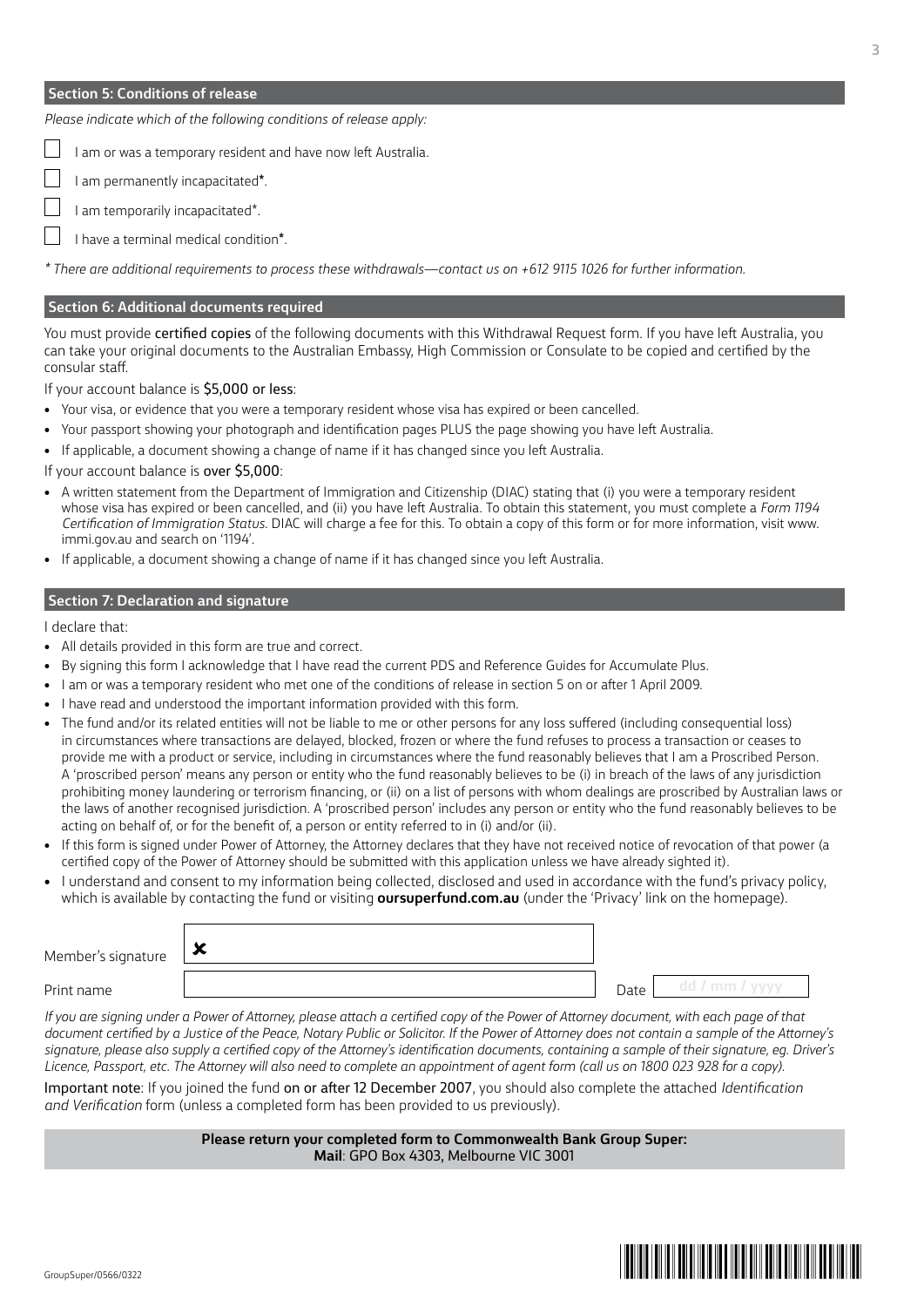## Section 5: Conditions of release

*Please indicate which of the following conditions of release apply:*

- ☐ I am or was a temporary resident and have now left Australia.
- ☐ I am permanently incapacitated*.
- ☐ I am temporarily incapacitated*.
- ☐ I have a terminal medical condition*.

*\* There are additional requirements to process these withdrawals—contact us on +612 9115 1026 for further information.*

## Section 6: Additional documents required

You must provide **certified copies** of the following documents with this Withdrawal Request form. If you have left Australia, you can take your original documents to the Australian Embassy, High Commission or Consulate to be copied and certified by the consular staff.

If your account balance is **$5,000 or less**:

- Your visa, or evidence that you were a temporary resident whose visa has expired or been cancelled.
- Your passport showing your photograph and identification pages PLUS the page showing you have left Australia.
- If applicable, a document showing a change of name if it has changed since you left Australia.

If your account balance is **over $5,000**:

- A written statement from the Department of Immigration and Citizenship (DIAC) stating that (i) you were a temporary resident whose visa has expired or been cancelled, and (ii) you have left Australia. To obtain this statement, you must complete a *Form 1194 Certification of Immigration Status*. DIAC will charge a fee for this. To obtain a copy of this form or for more information, visit www.immi.gov.au and search on '1194'.
- If applicable, a document showing a change of name if it has changed since you left Australia.

## Section 7: Declaration and signature

I declare that:

- All details provided in this form are true and correct.
- By signing this form I acknowledge that I have read the current PDS and Reference Guides for Accumulate Plus.
- I am or was a temporary resident who met one of the conditions of release in section 5 on or after 1 April 2009.
- I have read and understood the important information provided with this form.
- The fund and/or its related entities will not be liable to me or other persons for any loss suffered (including consequential loss) in circumstances where transactions are delayed, blocked, frozen or where the fund refuses to process a transaction or ceases to provide me with a product or service, including in circumstances where the fund reasonably believes that I am a Proscribed Person. A 'proscribed person' means any person or entity who the fund reasonably believes to be (i) in breach of the laws of any jurisdiction prohibiting money laundering or terrorism financing, or (ii) on a list of persons with whom dealings are proscribed by Australian laws or the laws of another recognised jurisdiction. A 'proscribed person' includes any person or entity who the fund reasonably believes to be acting on behalf of, or for the benefit of, a person or entity referred to in (i) and/or (ii).
- If this form is signed under Power of Attorney, the Attorney declares that they have not received notice of revocation of that power (a certified copy of the Power of Attorney should be submitted with this application unless we have already sighted it).
- I understand and consent to my information being collected, disclosed and used in accordance with the fund's privacy policy, which is available by contacting the fund or visiting **oursuperfund.com.au** (under the 'Privacy' link on the homepage).

Member's signature ✘ ______________________

Print name ______________________ Date dd / mm / yyyy

*If you are signing under a Power of Attorney, please attach a certified copy of the Power of Attorney document, with each page of that document certified by a Justice of the Peace, Notary Public or Solicitor. If the Power of Attorney does not contain a sample of the Attorney's signature, please also supply a certified copy of the Attorney's identification documents, containing a sample of their signature, eg. Driver's Licence, Passport, etc. The Attorney will also need to complete an appointment of agent form (call us on 1800 023 928 for a copy).*

Important note: If you joined the fund on or after 12 December 2007, you should also complete the attached *Identification and Verification* form (unless a completed form has been provided to us previously).

**Please return your completed form to Commonwealth Bank Group Super:**
**Mail**: GPO Box 4303, Melbourne VIC 3001

GroupSuper/0566/0322